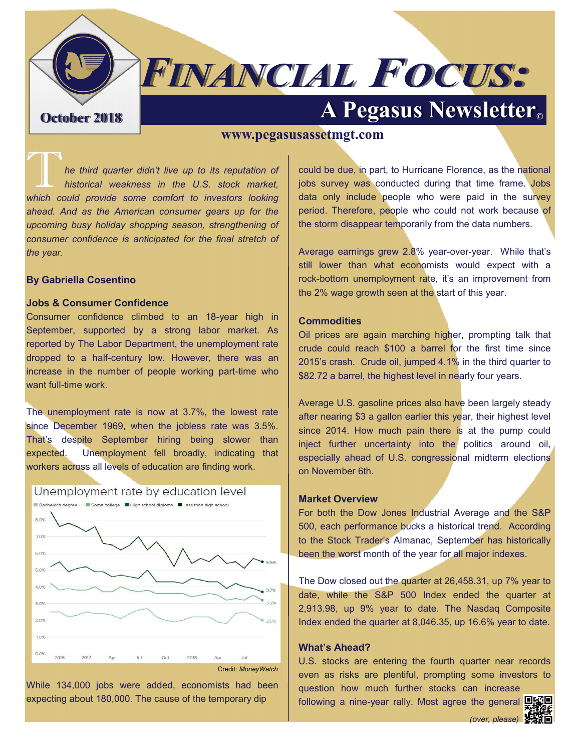# FINANCIAL FOCUS:

## A Pegasus Newsletter©

October 2018

www.pegasusassetmgt.com

*The third quarter didn't live up to its reputation of historical weakness in the U.S. stock market, which could provide some comfort to investors looking ahead. And as the American consumer gears up for the upcoming busy holiday shopping season, strengthening of consumer confidence is anticipated for the final stretch of the year.*

**By Gabriella Cosentino**

### Jobs & Consumer Confidence

Consumer confidence climbed to an 18-year high in September, supported by a strong labor market. As reported by The Labor Department, the unemployment rate dropped to a half-century low. However, there was an increase in the number of people working part-time who want full-time work.

The unemployment rate is now at 3.7%, the lowest rate since December 1969, when the jobless rate was 3.5%. That's despite September hiring being slower than expected. Unemployment fell broadly, indicating that workers across all levels of education are finding work.

Unemployment rate by education level

Credit: *MoneyWatch*

While 134,000 jobs were added, economists had been expecting about 180,000. The cause of the temporary dip could be due, in part, to Hurricane Florence, as the national jobs survey was conducted during that time frame. Jobs data only include people who were paid in the survey period. Therefore, people who could not work because of the storm disappear temporarily from the data numbers.

Average earnings grew 2.8% year-over-year. While that's still lower than what economists would expect with a rock-bottom unemployment rate, it's an improvement from the 2% wage growth seen at the start of this year.

### Commodities

Oil prices are again marching higher, prompting talk that crude could reach $100 a barrel for the first time since 2015's crash. Crude oil, jumped 4.1% in the third quarter to $82.72 a barrel, the highest level in nearly four years.

Average U.S. gasoline prices also have been largely steady after nearing $3 a gallon earlier this year, their highest level since 2014. How much pain there is at the pump could inject further uncertainty into the politics around oil, especially ahead of U.S. congressional midterm elections on November 6th.

### Market Overview

For both the Dow Jones Industrial Average and the S&P 500, each performance bucks a historical trend. According to the Stock Trader's Almanac, September has historically been the worst month of the year for all major indexes.

The Dow closed out the quarter at 26,458.31, up 7% year to date, while the S&P 500 Index ended the quarter at 2,913.98, up 9% year to date. The Nasdaq Composite Index ended the quarter at 8,046.35, up 16.6% year to date.

### What's Ahead?

U.S. stocks are entering the fourth quarter near records even as risks are plentiful, prompting some investors to question how much further stocks can increase following a nine-year rally. Most agree the general

*(over, please)*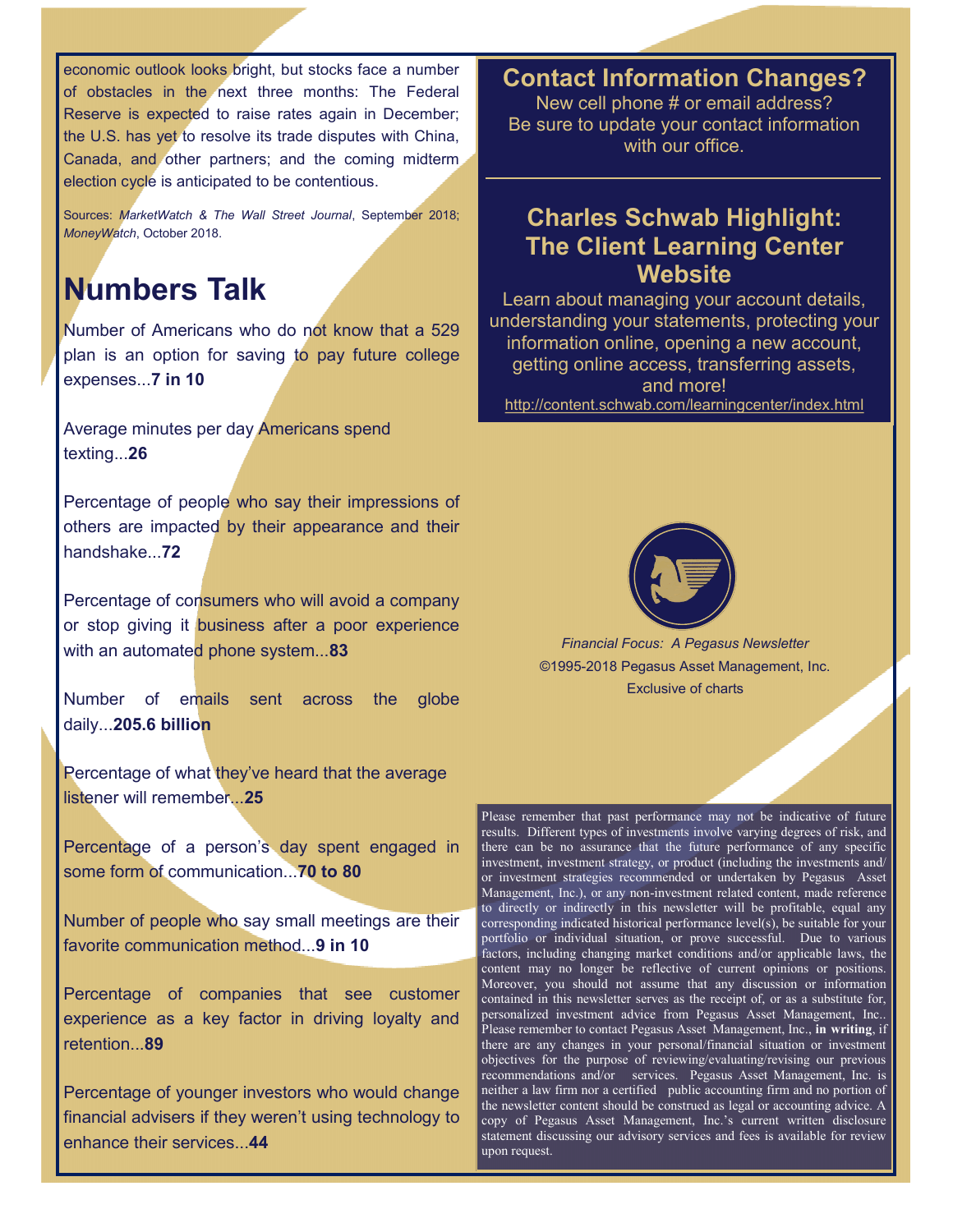economic outlook looks bright, but stocks face a number of obstacles in the next three months: The Federal Reserve is expected to raise rates again in December; the U.S. has yet to resolve its trade disputes with China, Canada, and other partners; and the coming midterm election cycle is anticipated to be contentious.

Sources: *MarketWatch & The Wall Street Journal*, September 2018; *MoneyWatch*, October 2018.

# Numbers Talk

Number of Americans who do not know that a 529 plan is an option for saving to pay future college expenses...**7 in 10**

Average minutes per day Americans spend texting...**26**

Percentage of people who say their impressions of others are impacted by their appearance and their handshake...**72**

Percentage of consumers who will avoid a company or stop giving it business after a poor experience with an automated phone system...**83**

Number of emails sent across the globe daily...**205.6 billion**

Percentage of what they've heard that the average listener will remember...**25**

Percentage of a person's day spent engaged in some form of communication...**70 to 80**

Number of people who say small meetings are their favorite communication method...**9 in 10**

Percentage of companies that see customer experience as a key factor in driving loyalty and retention...**89**

Percentage of younger investors who would change financial advisers if they weren't using technology to enhance their services...**44**

## Contact Information Changes?

New cell phone # or email address?
Be sure to update your contact information with our office.

## Charles Schwab Highlight: The Client Learning Center Website

Learn about managing your account details, understanding your statements, protecting your information online, opening a new account, getting online access, transferring assets, and more!

http://content.schwab.com/learningcenter/index.html

*Financial Focus: A Pegasus Newsletter*
©1995-2018 Pegasus Asset Management, Inc.
Exclusive of charts

Please remember that past performance may not be indicative of future results. Different types of investments involve varying degrees of risk, and there can be no assurance that the future performance of any specific investment, investment strategy, or product (including the investments and/or investment strategies recommended or undertaken by Pegasus Asset Management, Inc.), or any non-investment related content, made reference to directly or indirectly in this newsletter will be profitable, equal any corresponding indicated historical performance level(s), be suitable for your portfolio or individual situation, or prove successful. Due to various factors, including changing market conditions and/or applicable laws, the content may no longer be reflective of current opinions or positions. Moreover, you should not assume that any discussion or information contained in this newsletter serves as the receipt of, or as a substitute for, personalized investment advice from Pegasus Asset Management, Inc.. Please remember to contact Pegasus Asset Management, Inc., **in writing**, if there are any changes in your personal/financial situation or investment objectives for the purpose of reviewing/evaluating/revising our previous recommendations and/or services. Pegasus Asset Management, Inc. is neither a law firm nor a certified public accounting firm and no portion of the newsletter content should be construed as legal or accounting advice. A copy of Pegasus Asset Management, Inc.'s current written disclosure statement discussing our advisory services and fees is available for review upon request.